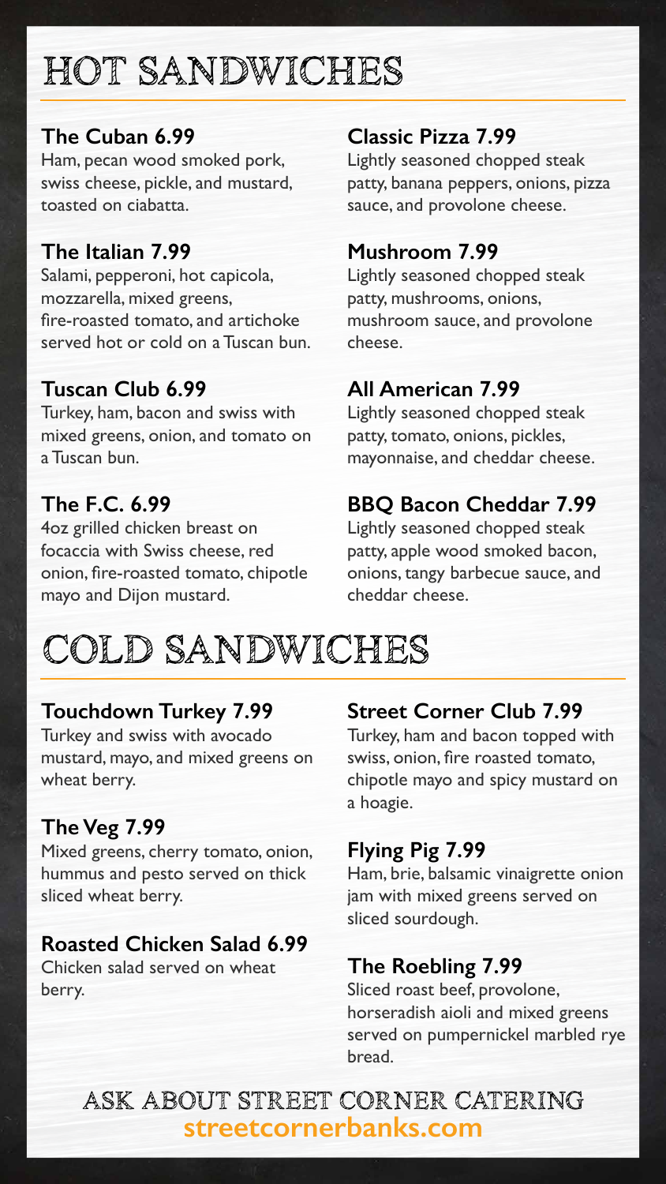# HOT SANDWICHES

**The Cuban 6.99**
Ham, pecan wood smoked pork, swiss cheese, pickle, and mustard, toasted on ciabatta.

**The Italian 7.99**
Salami, pepperoni, hot capicola, mozzarella, mixed greens, fire-roasted tomato, and artichoke served hot or cold on a Tuscan bun.

**Tuscan Club 6.99**
Turkey, ham, bacon and swiss with mixed greens, onion, and tomato on a Tuscan bun.

**The F.C. 6.99**
4oz grilled chicken breast on focaccia with Swiss cheese, red onion, fire-roasted tomato, chipotle mayo and Dijon mustard.

**Classic Pizza 7.99**
Lightly seasoned chopped steak patty, banana peppers, onions, pizza sauce, and provolone cheese.

**Mushroom 7.99**
Lightly seasoned chopped steak patty, mushrooms, onions, mushroom sauce, and provolone cheese.

**All American 7.99**
Lightly seasoned chopped steak patty, tomato, onions, pickles, mayonnaise, and cheddar cheese.

**BBQ Bacon Cheddar 7.99**
Lightly seasoned chopped steak patty, apple wood smoked bacon, onions, tangy barbecue sauce, and cheddar cheese.

# COLD SANDWICHES

**Touchdown Turkey 7.99**
Turkey and swiss with avocado mustard, mayo, and mixed greens on wheat berry.

**The Veg 7.99**
Mixed greens, cherry tomato, onion, hummus and pesto served on thick sliced wheat berry.

**Roasted Chicken Salad 6.99**
Chicken salad served on wheat berry.

**Street Corner Club 7.99**
Turkey, ham and bacon topped with swiss, onion, fire roasted tomato, chipotle mayo and spicy mustard on a hoagie.

**Flying Pig 7.99**
Ham, brie, balsamic vinaigrette onion jam with mixed greens served on sliced sourdough.

**The Roebling 7.99**
Sliced roast beef, provolone, horseradish aioli and mixed greens served on pumpernickel marbled rye bread.

ASK ABOUT STREET CORNER CATERING
**streetcornerbanks.com**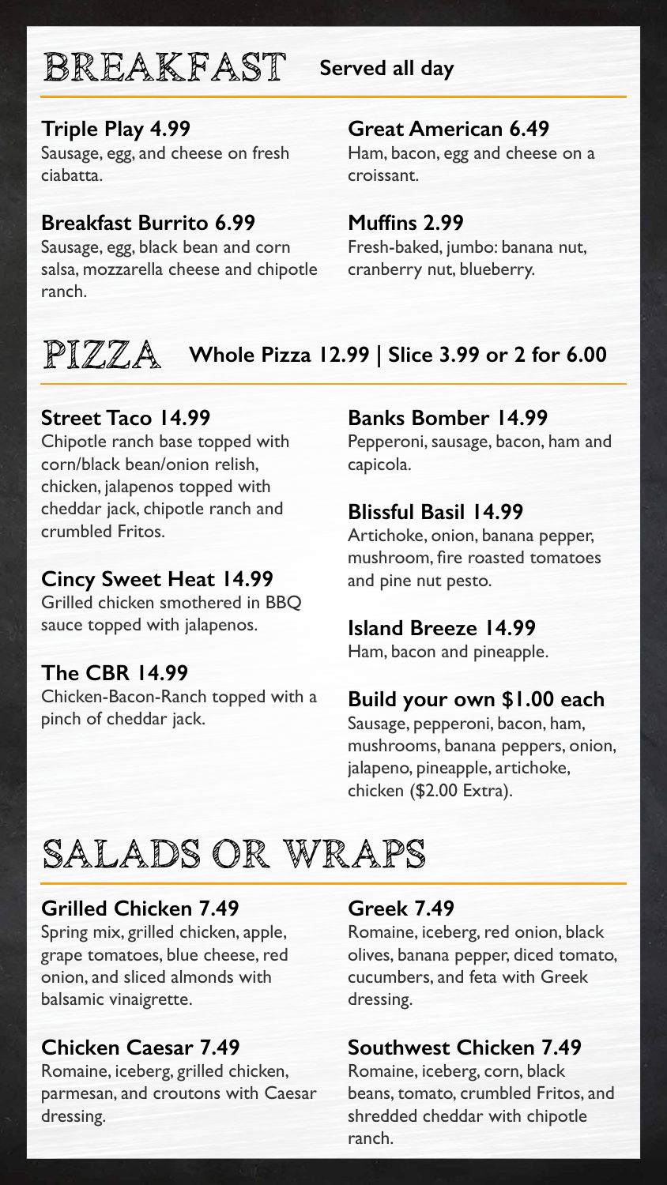# BREAKFAST

**Served all day**

**Triple Play 4.99**
Sausage, egg, and cheese on fresh ciabatta.

**Breakfast Burrito 6.99**
Sausage, egg, black bean and corn salsa, mozzarella cheese and chipotle ranch.

**Great American 6.49**
Ham, bacon, egg and cheese on a croissant.

**Muffins 2.99**
Fresh-baked, jumbo: banana nut, cranberry nut, blueberry.

# PIZZA

**Whole Pizza 12.99 | Slice 3.99 or 2 for 6.00**

**Street Taco 14.99**
Chipotle ranch base topped with corn/black bean/onion relish, chicken, jalapenos topped with cheddar jack, chipotle ranch and crumbled Fritos.

**Cincy Sweet Heat 14.99**
Grilled chicken smothered in BBQ sauce topped with jalapenos.

**The CBR 14.99**
Chicken-Bacon-Ranch topped with a pinch of cheddar jack.

**Banks Bomber 14.99**
Pepperoni, sausage, bacon, ham and capicola.

**Blissful Basil 14.99**
Artichoke, onion, banana pepper, mushroom, fire roasted tomatoes and pine nut pesto.

**Island Breeze 14.99**
Ham, bacon and pineapple.

**Build your own $1.00 each**
Sausage, pepperoni, bacon, ham, mushrooms, banana peppers, onion, jalapeno, pineapple, artichoke, chicken ($2.00 Extra).

# SALADS OR WRAPS

**Grilled Chicken 7.49**
Spring mix, grilled chicken, apple, grape tomatoes, blue cheese, red onion, and sliced almonds with balsamic vinaigrette.

**Chicken Caesar 7.49**
Romaine, iceberg, grilled chicken, parmesan, and croutons with Caesar dressing.

**Greek 7.49**
Romaine, iceberg, red onion, black olives, banana pepper, diced tomato, cucumbers, and feta with Greek dressing.

**Southwest Chicken 7.49**
Romaine, iceberg, corn, black beans, tomato, crumbled Fritos, and shredded cheddar with chipotle ranch.